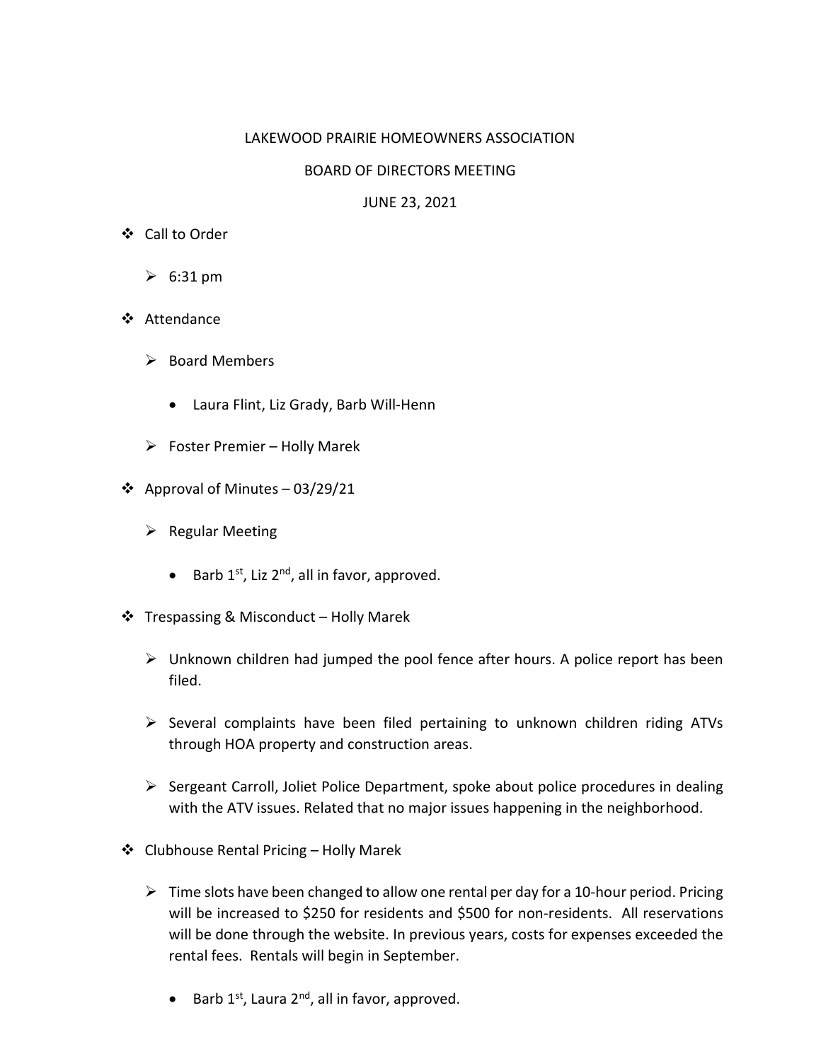# LAKEWOOD PRAIRIE HOMEOWNERS ASSOCIATION

## BOARD OF DIRECTORS MEETING

### JUNE 23, 2021

- Call to Order
  - 6:31 pm
- Attendance
  - Board Members
    - Laura Flint, Liz Grady, Barb Will-Henn
  - Foster Premier – Holly Marek
- Approval of Minutes – 03/29/21
  - Regular Meeting
    - Barb 1st, Liz 2nd, all in favor, approved.
- Trespassing & Misconduct – Holly Marek
  - Unknown children had jumped the pool fence after hours. A police report has been filed.
  - Several complaints have been filed pertaining to unknown children riding ATVs through HOA property and construction areas.
  - Sergeant Carroll, Joliet Police Department, spoke about police procedures in dealing with the ATV issues. Related that no major issues happening in the neighborhood.
- Clubhouse Rental Pricing – Holly Marek
  - Time slots have been changed to allow one rental per day for a 10-hour period. Pricing will be increased to $250 for residents and $500 for non-residents. All reservations will be done through the website. In previous years, costs for expenses exceeded the rental fees. Rentals will begin in September.
    - Barb 1st, Laura 2nd, all in favor, approved.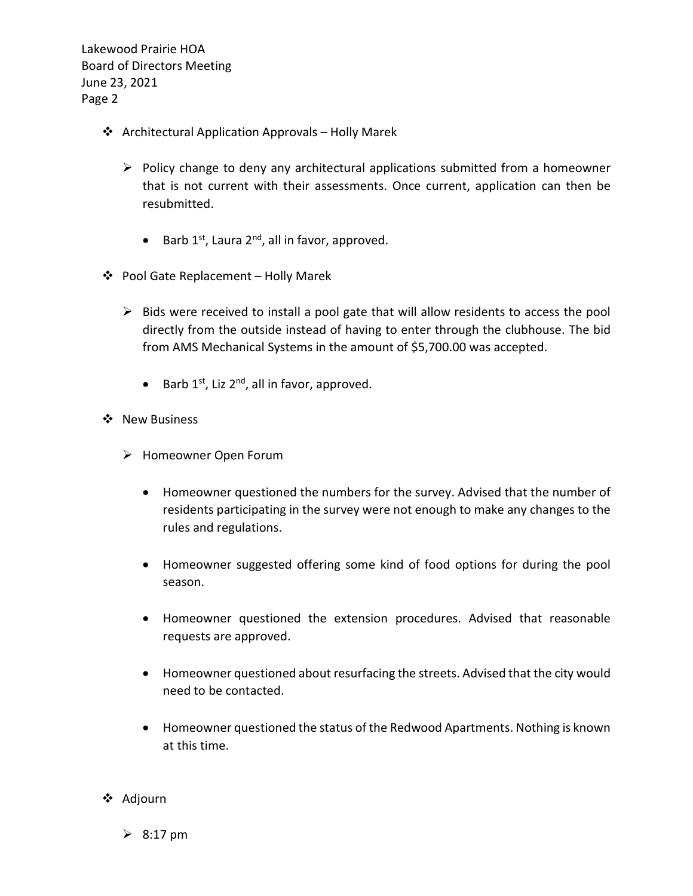- Architectural Application Approvals – Holly Marek

  - Policy change to deny any architectural applications submitted from a homeowner that is not current with their assessments. Once current, application can then be resubmitted.

    - Barb 1st, Laura 2nd, all in favor, approved.

- Pool Gate Replacement – Holly Marek

  - Bids were received to install a pool gate that will allow residents to access the pool directly from the outside instead of having to enter through the clubhouse. The bid from AMS Mechanical Systems in the amount of $5,700.00 was accepted.

    - Barb 1st, Liz 2nd, all in favor, approved.

- New Business

  - Homeowner Open Forum

    - Homeowner questioned the numbers for the survey. Advised that the number of residents participating in the survey were not enough to make any changes to the rules and regulations.

    - Homeowner suggested offering some kind of food options for during the pool season.

    - Homeowner questioned the extension procedures. Advised that reasonable requests are approved.

    - Homeowner questioned about resurfacing the streets. Advised that the city would need to be contacted.

    - Homeowner questioned the status of the Redwood Apartments. Nothing is known at this time.

- Adjourn

  - 8:17 pm